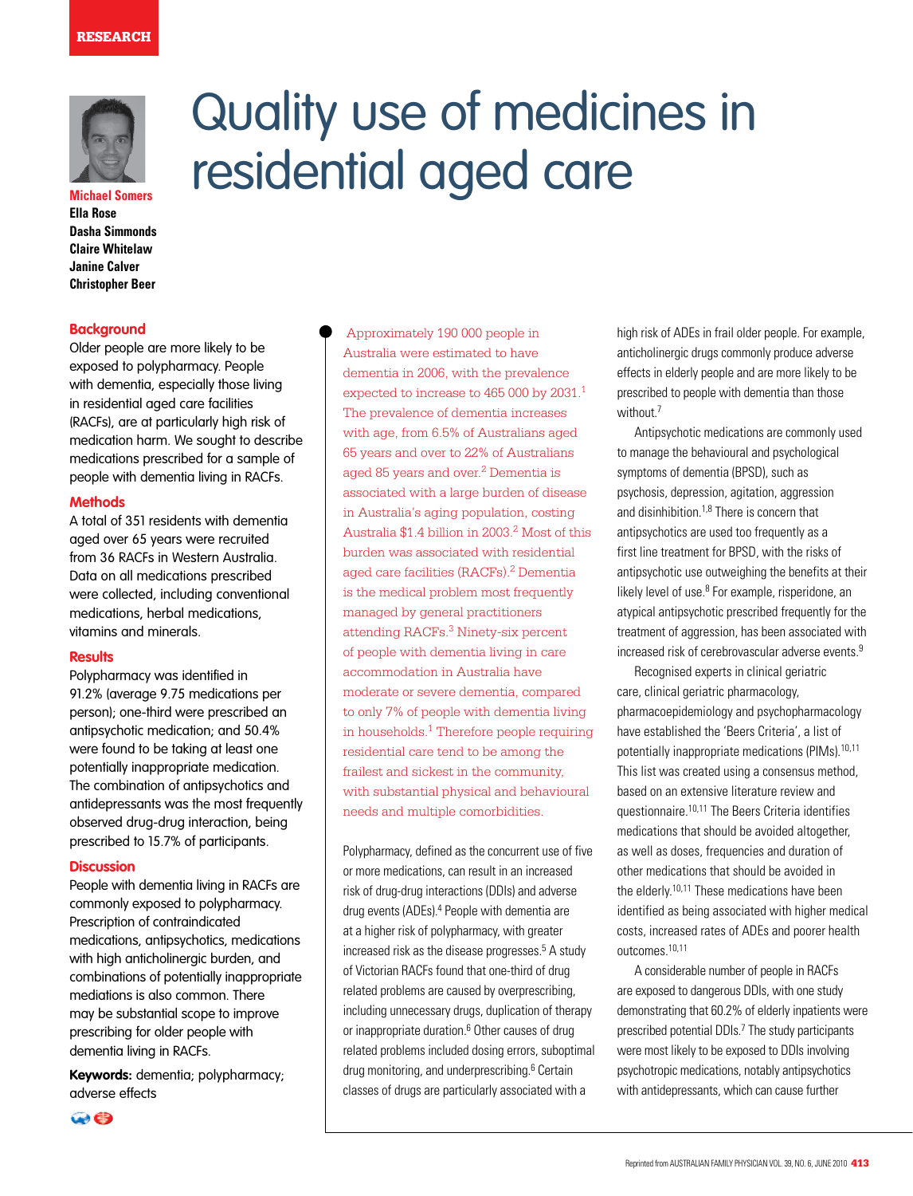RESEARCH

# Quality use of medicines in residential aged care

**Michael Somers**
**Ella Rose**
**Dasha Simmonds**
**Claire Whitelaw**
**Janine Calver**
**Christopher Beer**

## Background

Older people are more likely to be exposed to polypharmacy. People with dementia, especially those living in residential aged care facilities (RACFs), are at particularly high risk of medication harm. We sought to describe medications prescribed for a sample of people with dementia living in RACFs.

## Methods

A total of 351 residents with dementia aged over 65 years were recruited from 36 RACFs in Western Australia. Data on all medications prescribed were collected, including conventional medications, herbal medications, vitamins and minerals.

## Results

Polypharmacy was identified in 91.2% (average 9.75 medications per person); one-third were prescribed an antipsychotic medication; and 50.4% were found to be taking at least one potentially inappropriate medication. The combination of antipsychotics and antidepressants was the most frequently observed drug-drug interaction, being prescribed to 15.7% of participants.

## Discussion

People with dementia living in RACFs are commonly exposed to polypharmacy. Prescription of contraindicated medications, antipsychotics, medications with high anticholinergic burden, and combinations of potentially inappropriate mediations is also common. There may be substantial scope to improve prescribing for older people with dementia living in RACFs.

**Keywords:** dementia; polypharmacy; adverse effects

Approximately 190 000 people in Australia were estimated to have dementia in 2006, with the prevalence expected to increase to 465 000 by 2031.[1] The prevalence of dementia increases with age, from 6.5% of Australians aged 65 years and over to 22% of Australians aged 85 years and over.[2] Dementia is associated with a large burden of disease in Australia's aging population, costing Australia $1.4 billion in 2003.[2] Most of this burden was associated with residential aged care facilities (RACFs).[2] Dementia is the medical problem most frequently managed by general practitioners attending RACFs.[3] Ninety-six percent of people with dementia living in care accommodation in Australia have moderate or severe dementia, compared to only 7% of people with dementia living in households.[1] Therefore people requiring residential care tend to be among the frailest and sickest in the community, with substantial physical and behavioural needs and multiple comorbidities.

Polypharmacy, defined as the concurrent use of five or more medications, can result in an increased risk of drug-drug interactions (DDIs) and adverse drug events (ADEs).[4] People with dementia are at a higher risk of polypharmacy, with greater increased risk as the disease progresses.[5] A study of Victorian RACFs found that one-third of drug related problems are caused by overprescribing, including unnecessary drugs, duplication of therapy or inappropriate duration.[6] Other causes of drug related problems included dosing errors, suboptimal drug monitoring, and underprescribing.[6] Certain classes of drugs are particularly associated with a high risk of ADEs in frail older people. For example, anticholinergic drugs commonly produce adverse effects in elderly people and are more likely to be prescribed to people with dementia than those without.[7]

Antipsychotic medications are commonly used to manage the behavioural and psychological symptoms of dementia (BPSD), such as psychosis, depression, agitation, aggression and disinhibition.[1,8] There is concern that antipsychotics are used too frequently as a first line treatment for BPSD, with the risks of antipsychotic use outweighing the benefits at their likely level of use.[8] For example, risperidone, an atypical antipsychotic prescribed frequently for the treatment of aggression, has been associated with increased risk of cerebrovascular adverse events.[9]

Recognised experts in clinical geriatric care, clinical geriatric pharmacology, pharmacoepidemiology and psychopharmacology have established the 'Beers Criteria', a list of potentially inappropriate medications (PIMs).[10,11] This list was created using a consensus method, based on an extensive literature review and questionnaire.[10,11] The Beers Criteria identifies medications that should be avoided altogether, as well as doses, frequencies and duration of other medications that should be avoided in the elderly.[10,11] These medications have been identified as being associated with higher medical costs, increased rates of ADEs and poorer health outcomes.[10,11]

A considerable number of people in RACFs are exposed to dangerous DDIs, with one study demonstrating that 60.2% of elderly inpatients were prescribed potential DDIs.[7] The study participants were most likely to be exposed to DDIs involving psychotropic medications, notably antipsychotics with antidepressants, which can cause further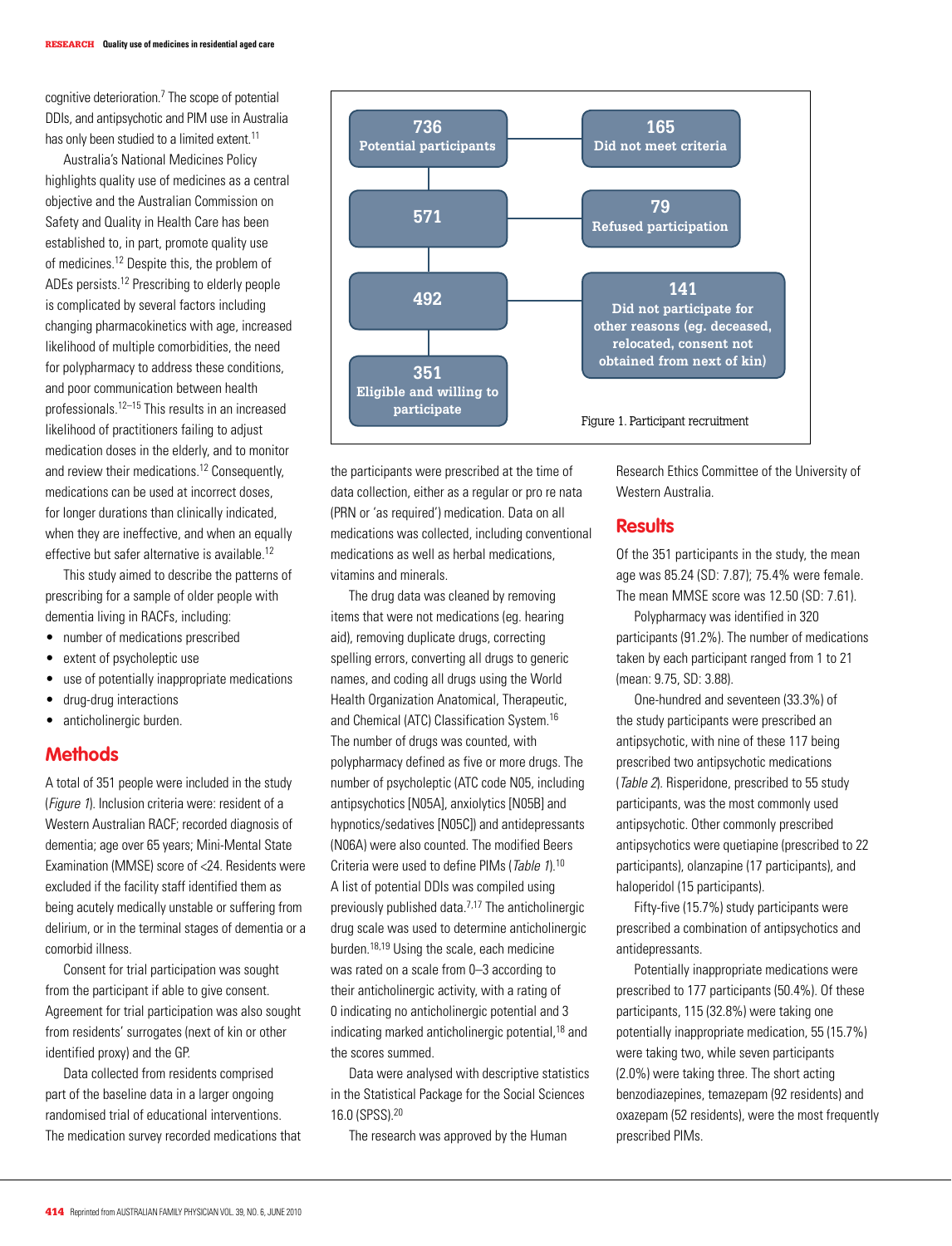cognitive deterioration.[7] The scope of potential DDIs, and antipsychotic and PIM use in Australia has only been studied to a limited extent.[11]

Australia's National Medicines Policy highlights quality use of medicines as a central objective and the Australian Commission on Safety and Quality in Health Care has been established to, in part, promote quality use of medicines.[12] Despite this, the problem of ADEs persists.[12] Prescribing to elderly people is complicated by several factors including changing pharmacokinetics with age, increased likelihood of multiple comorbidities, the need for polypharmacy to address these conditions, and poor communication between health professionals.[12–15] This results in an increased likelihood of practitioners failing to adjust medication doses in the elderly, and to monitor and review their medications.[12] Consequently, medications can be used at incorrect doses, for longer durations than clinically indicated, when they are ineffective, and when an equally effective but safer alternative is available.[12]

This study aimed to describe the patterns of prescribing for a sample of older people with dementia living in RACFs, including:

- number of medications prescribed
- extent of psycholeptic use
- use of potentially inappropriate medications
- drug-drug interactions
- anticholinergic burden.

## Methods

A total of 351 people were included in the study (*Figure 1*). Inclusion criteria were: resident of a Western Australian RACF; recorded diagnosis of dementia; age over 65 years; Mini-Mental State Examination (MMSE) score of <24. Residents were excluded if the facility staff identified them as being acutely medically unstable or suffering from delirium, or in the terminal stages of dementia or a comorbid illness.

Consent for trial participation was sought from the participant if able to give consent. Agreement for trial participation was also sought from residents' surrogates (next of kin or other identified proxy) and the GP.

Data collected from residents comprised part of the baseline data in a larger ongoing randomised trial of educational interventions. The medication survey recorded medications that the participants were prescribed at the time of data collection, either as a regular or pro re nata (PRN or 'as required') medication. Data on all medications was collected, including conventional medications as well as herbal medications, vitamins and minerals.

The drug data was cleaned by removing items that were not medications (eg. hearing aid), removing duplicate drugs, correcting spelling errors, converting all drugs to generic names, and coding all drugs using the World Health Organization Anatomical, Therapeutic, and Chemical (ATC) Classification System.[16] The number of drugs was counted, with polypharmacy defined as five or more drugs. The number of psycholeptic (ATC code N05, including antipsychotics [N05A], anxiolytics [N05B] and hypnotics/sedatives [N05C]) and antidepressants (N06A) were also counted. The modified Beers Criteria were used to define PIMs (*Table 1*).[10] A list of potential DDIs was compiled using previously published data.[7,17] The anticholinergic drug scale was used to determine anticholinergic burden.[18,19] Using the scale, each medicine was rated on a scale from 0–3 according to their anticholinergic activity, with a rating of 0 indicating no anticholinergic potential and 3 indicating marked anticholinergic potential,[18] and the scores summed.

Data were analysed with descriptive statistics in the Statistical Package for the Social Sciences 16.0 (SPSS).[20]

The research was approved by the Human Research Ethics Committee of the University of Western Australia.

736 Potential participants → 165 Did not meet criteria
571 → 79 Refused participation
492 → 141 Did not participate for other reasons (eg. deceased, relocated, consent not obtained from next of kin)
351 Eligible and willing to participate

Figure 1. Participant recruitment

## Results

Of the 351 participants in the study, the mean age was 85.24 (SD: 7.87); 75.4% were female. The mean MMSE score was 12.50 (SD: 7.61).

Polypharmacy was identified in 320 participants (91.2%). The number of medications taken by each participant ranged from 1 to 21 (mean: 9.75, SD: 3.88).

One-hundred and seventeen (33.3%) of the study participants were prescribed an antipsychotic, with nine of these 117 being prescribed two antipsychotic medications (*Table 2*). Risperidone, prescribed to 55 study participants, was the most commonly used antipsychotic. Other commonly prescribed antipsychotics were quetiapine (prescribed to 22 participants), olanzapine (17 participants), and haloperidol (15 participants).

Fifty-five (15.7%) study participants were prescribed a combination of antipsychotics and antidepressants.

Potentially inappropriate medications were prescribed to 177 participants (50.4%). Of these participants, 115 (32.8%) were taking one potentially inappropriate medication, 55 (15.7%) were taking two, while seven participants (2.0%) were taking three. The short acting benzodiazepines, temazepam (92 residents) and oxazepam (52 residents), were the most frequently prescribed PIMs.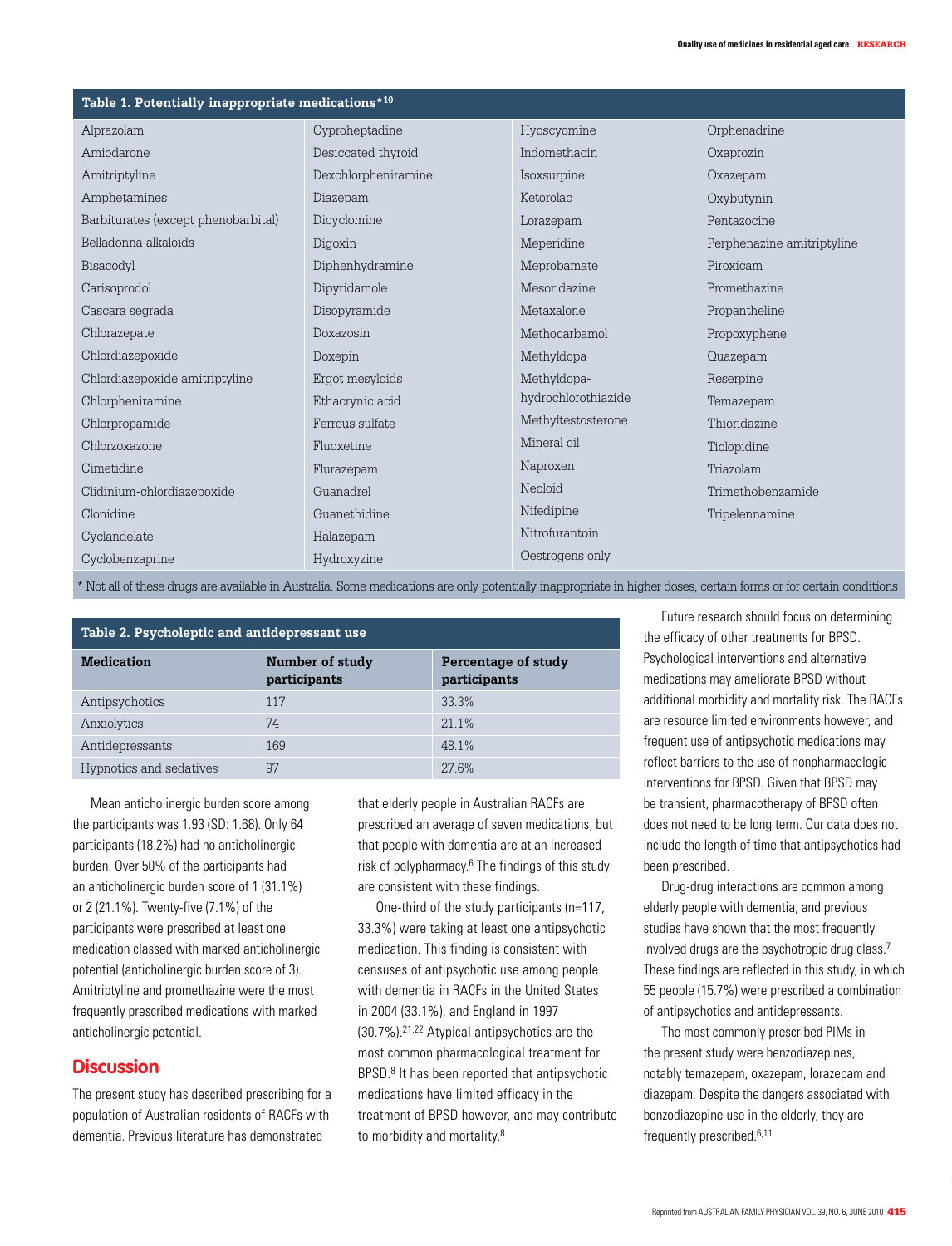**Table 1. Potentially inappropriate medications*[10]**

| | | | |
|---|---|---|---|
| Alprazolam | Cyproheptadine | Hyoscyomine | Orphenadrine |
| Amiodarone | Desiccated thyroid | Indomethacin | Oxaprozin |
| Amitriptyline | Dexchlorpheniramine | Isoxsurpine | Oxazepam |
| Amphetamines | Diazepam | Ketorolac | Oxybutynin |
| Barbiturates (except phenobarbital) | Dicyclomine | Lorazepam | Pentazocine |
| Belladonna alkaloids | Digoxin | Meperidine | Perphenazine amitriptyline |
| Bisacodyl | Diphenhydramine | Meprobamate | Piroxicam |
| Carisoprodol | Dipyridamole | Mesoridazine | Promethazine |
| Cascara segrada | Disopyramide | Metaxalone | Propantheline |
| Chlorazepate | Doxazosin | Methocarbamol | Propoxyphene |
| Chlordiazepoxide | Doxepin | Methyldopa | Quazepam |
| Chlordiazepoxide amitriptyline | Ergot mesyloids | Methyldopa-hydrochlorothiazide | Reserpine |
| Chlorpheniramine | Ethacrynic acid | Methyltestosterone | Temazepam |
| Chlorpropamide | Ferrous sulfate | Mineral oil | Thioridazine |
| Chlorzoxazone | Fluoxetine | Naproxen | Ticlopidine |
| Cimetidine | Flurazepam | Neoloid | Triazolam |
| Clidinium-chlordiazepoxide | Guanadrel | Nifedipine | Trimethobenzamide |
| Clonidine | Guanethidine | Nitrofurantoin | Tripelennamine |
| Cyclandelate | Halazepam | Oestrogens only | |
| Cyclobenzaprine | Hydroxyzine | | |

\* Not all of these drugs are available in Australia. Some medications are only potentially inappropriate in higher doses, certain forms or for certain conditions

**Table 2. Psycholeptic and antidepressant use**

| Medication | Number of study participants | Percentage of study participants |
|---|---|---|
| Antipsychotics | 117 | 33.3% |
| Anxiolytics | 74 | 21.1% |
| Antidepressants | 169 | 48.1% |
| Hypnotics and sedatives | 97 | 27.6% |

Mean anticholinergic burden score among the participants was 1.93 (SD: 1.68). Only 64 participants (18.2%) had no anticholinergic burden. Over 50% of the participants had an anticholinergic burden score of 1 (31.1%) or 2 (21.1%). Twenty-five (7.1%) of the participants were prescribed at least one medication classed with marked anticholinergic potential (anticholinergic burden score of 3). Amitriptyline and promethazine were the most frequently prescribed medications with marked anticholinergic potential.

## Discussion

The present study has described prescribing for a population of Australian residents of RACFs with dementia. Previous literature has demonstrated that elderly people in Australian RACFs are prescribed an average of seven medications, but that people with dementia are at an increased risk of polypharmacy.[6] The findings of this study are consistent with these findings.

One-third of the study participants (n=117, 33.3%) were taking at least one antipsychotic medication. This finding is consistent with censuses of antipsychotic use among people with dementia in RACFs in the United States in 2004 (33.1%), and England in 1997 (30.7%).[21,22] Atypical antipsychotics are the most common pharmacological treatment for BPSD.[8] It has been reported that antipsychotic medications have limited efficacy in the treatment of BPSD however, and may contribute to morbidity and mortality.[8]

Future research should focus on determining the efficacy of other treatments for BPSD. Psychological interventions and alternative medications may ameliorate BPSD without additional morbidity and mortality risk. The RACFs are resource limited environments however, and frequent use of antipsychotic medications may reflect barriers to the use of nonpharmacologic interventions for BPSD. Given that BPSD may be transient, pharmacotherapy of BPSD often does not need to be long term. Our data does not include the length of time that antipsychotics had been prescribed.

Drug-drug interactions are common among elderly people with dementia, and previous studies have shown that the most frequently involved drugs are the psychotropic drug class.[7] These findings are reflected in this study, in which 55 people (15.7%) were prescribed a combination of antipsychotics and antidepressants.

The most commonly prescribed PIMs in the present study were benzodiazepines, notably temazepam, oxazepam, lorazepam and diazepam. Despite the dangers associated with benzodiazepine use in the elderly, they are frequently prescribed.[6,11]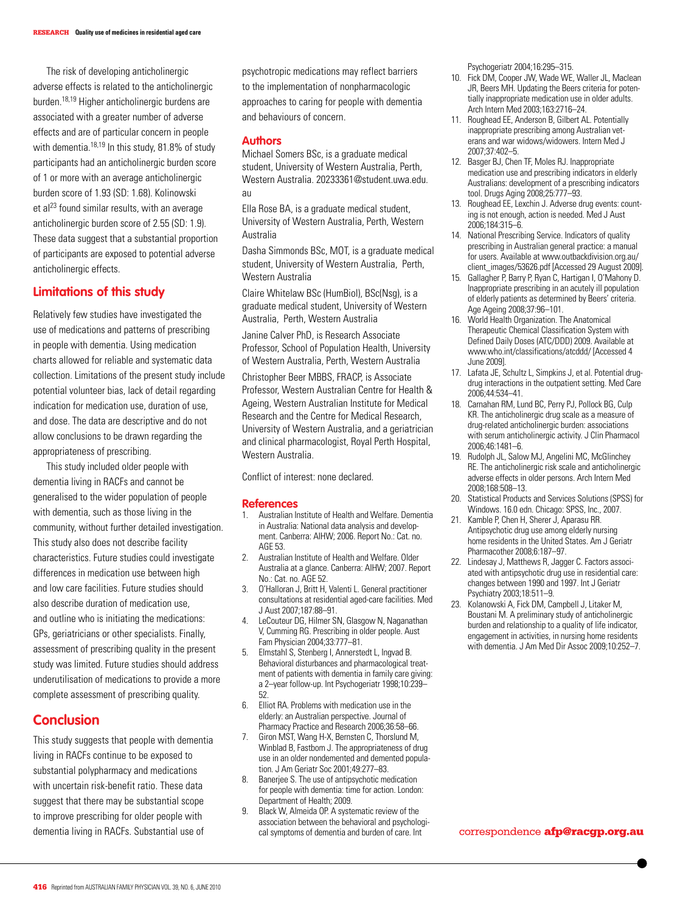The risk of developing anticholinergic adverse effects is related to the anticholinergic burden.[18,19] Higher anticholinergic burdens are associated with a greater number of adverse effects and are of particular concern in people with dementia.[18,19] In this study, 81.8% of study participants had an anticholinergic burden score of 1 or more with an average anticholinergic burden score of 1.93 (SD: 1.68). Kolinowski et al[23] found similar results, with an average anticholinergic burden score of 2.55 (SD: 1.9). These data suggest that a substantial proportion of participants are exposed to potential adverse anticholinergic effects.

## Limitations of this study

Relatively few studies have investigated the use of medications and patterns of prescribing in people with dementia. Using medication charts allowed for reliable and systematic data collection. Limitations of the present study include potential volunteer bias, lack of detail regarding indication for medication use, duration of use, and dose. The data are descriptive and do not allow conclusions to be drawn regarding the appropriateness of prescribing.

This study included older people with dementia living in RACFs and cannot be generalised to the wider population of people with dementia, such as those living in the community, without further detailed investigation. This study also does not describe facility characteristics. Future studies could investigate differences in medication use between high and low care facilities. Future studies should also describe duration of medication use, and outline who is initiating the medications: GPs, geriatricians or other specialists. Finally, assessment of prescribing quality in the present study was limited. Future studies should address underutilisation of medications to provide a more complete assessment of prescribing quality.

## Conclusion

This study suggests that people with dementia living in RACFs continue to be exposed to substantial polypharmacy and medications with uncertain risk-benefit ratio. These data suggest that there may be substantial scope to improve prescribing for older people with dementia living in RACFs. Substantial use of psychotropic medications may reflect barriers to the implementation of nonpharmacologic approaches to caring for people with dementia and behaviours of concern.

### Authors

Michael Somers BSc, is a graduate medical student, University of Western Australia, Perth, Western Australia. 20233361@student.uwa.edu.au

Ella Rose BA, is a graduate medical student, University of Western Australia, Perth, Western Australia

Dasha Simmonds BSc, MOT, is a graduate medical student, University of Western Australia, Perth, Western Australia

Claire Whitelaw BSc (HumBiol), BSc(Nsg), is a graduate medical student, University of Western Australia, Perth, Western Australia

Janine Calver PhD, is Research Associate Professor, School of Population Health, University of Western Australia, Perth, Western Australia

Christopher Beer MBBS, FRACP, is Associate Professor, Western Australian Centre for Health & Ageing, Western Australian Institute for Medical Research and the Centre for Medical Research, University of Western Australia, and a geriatrician and clinical pharmacologist, Royal Perth Hospital, Western Australia.

Conflict of interest: none declared.

### References

1. Australian Institute of Health and Welfare. Dementia in Australia: National data analysis and development. Canberra: AIHW; 2006. Report No.: Cat. no. AGE 53.
2. Australian Institute of Health and Welfare. Older Australia at a glance. Canberra: AIHW; 2007. Report No.: Cat. no. AGE 52.
3. O'Halloran J, Britt H, Valenti L. General practitioner consultations at residential aged-care facilities. Med J Aust 2007;187:88–91.
4. LeCouteur DG, Hilmer SN, Glasgow N, Naganathan V, Cumming RG. Prescribing in older people. Aust Fam Physician 2004;33:777–81.
5. Elmstahl S, Stenberg I, Annerstedt L, Ingvad B. Behavioral disturbances and pharmacological treatment of patients with dementia in family care giving: a 2–year follow-up. Int Psychogeriatr 1998;10:239–52.
6. Elliot RA. Problems with medication use in the elderly: an Australian perspective. Journal of Pharmacy Practice and Research 2006;36:58–66.
7. Giron MST, Wang H-X, Bernsten C, Thorslund M, Winblad B, Fastbom J. The appropriateness of drug use in an older nondemented and demented population. J Am Geriatr Soc 2001;49:277–83.
8. Banerjee S. The use of antipsychotic medication for people with dementia: time for action. London: Department of Health; 2009.
9. Black W, Almeida OP. A systematic review of the association between the behavioral and psychological symptoms of dementia and burden of care. Int Psychogeriatr 2004;16:295–315.
10. Fick DM, Cooper JW, Wade WE, Waller JL, Maclean JR, Beers MH. Updating the Beers criteria for potentially inappropriate medication use in older adults. Arch Intern Med 2003;163:2716–24.
11. Roughead EE, Anderson B, Gilbert AL. Potentially inappropriate prescribing among Australian veterans and war widows/widowers. Intern Med J 2007;37:402–5.
12. Basger BJ, Chen TF, Moles RJ. Inappropriate medication use and prescribing indicators in elderly Australians: development of a prescribing indicators tool. Drugs Aging 2008;25:777–93.
13. Roughead EE, Lexchin J. Adverse drug events: counting is not enough, action is needed. Med J Aust 2006;184:315–6.
14. National Prescribing Service. Indicators of quality prescribing in Australian general practice: a manual for users. Available at www.outbackdivision.org.au/client_images/53626.pdf [Accessed 29 August 2009].
15. Gallagher P, Barry P, Ryan C, Hartigan I, O'Mahony D. Inappropriate prescribing in an acutely ill population of elderly patients as determined by Beers' criteria. Age Ageing 2008;37:96–101.
16. World Health Organization. The Anatomical Therapeutic Chemical Classification System with Defined Daily Doses (ATC/DDD) 2009. Available at www.who.int/classifications/atcddd/ [Accessed 4 June 2009].
17. Lafata JE, Schultz L, Simpkins J, et al. Potential drug-drug interactions in the outpatient setting. Med Care 2006;44:534–41.
18. Carnahan RM, Lund BC, Perry PJ, Pollock BG, Culp KR. The anticholinergic drug scale as a measure of drug-related anticholinergic burden: associations with serum anticholinergic activity. J Clin Pharmacol 2006;46:1481–6.
19. Rudolph JL, Salow MJ, Angelini MC, McGlinchey RE. The anticholinergic risk scale and anticholinergic adverse effects in older persons. Arch Intern Med 2008;168:508–13.
20. Statistical Products and Services Solutions (SPSS) for Windows. 16.0 edn. Chicago: SPSS, Inc., 2007.
21. Kamble P, Chen H, Sherer J, Aparasu RR. Antipsychotic drug use among elderly nursing home residents in the United States. Am J Geriatr Pharmacother 2008;6:187–97.
22. Lindesay J, Matthews R, Jagger C. Factors associated with antipsychotic drug use in residential care: changes between 1990 and 1997. Int J Geriatr Psychiatry 2003;18:511–9.
23. Kolanowski A, Fick DM, Campbell J, Litaker M, Boustani M. A preliminary study of anticholinergic burden and relationship to a quality of life indicator, engagement in activities, in nursing home residents with dementia. J Am Med Dir Assoc 2009;10:252–7.

correspondence **afp@racgp.org.au**